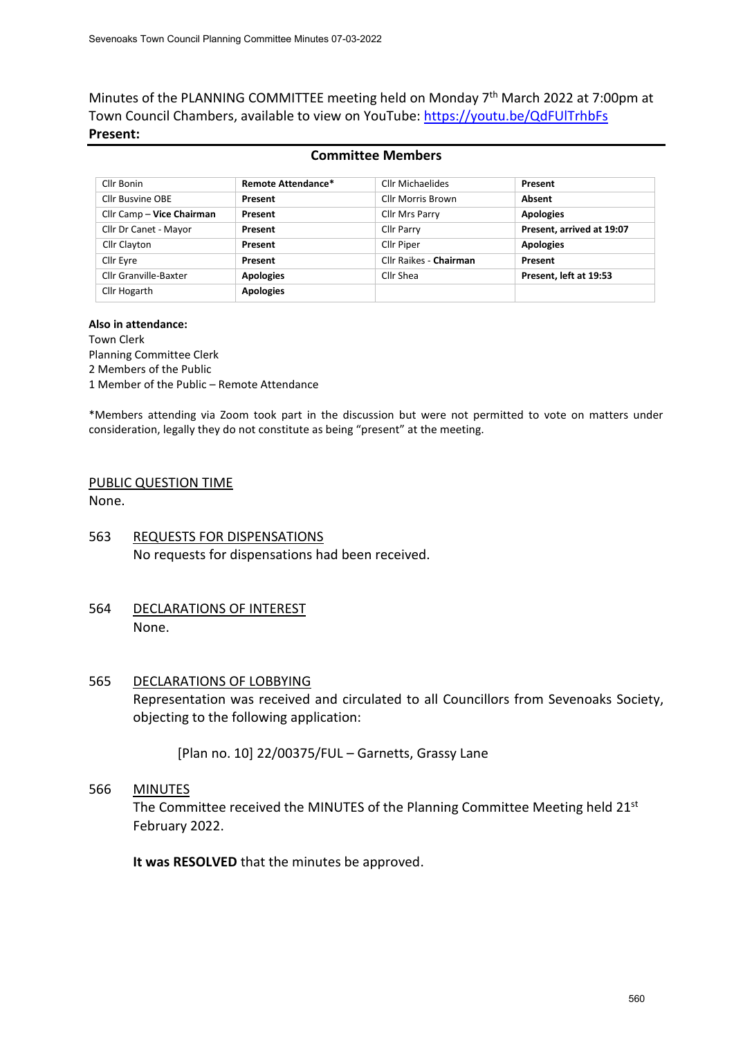Minutes of the PLANNING COMMITTEE meeting held on Monday 7th March 2022 at 7:00pm at Town Council Chambers, available to view on YouTube: https://youtu.be/QdFUlTrhbFs

**Present:**

**Committee Members**

| | | | |
|---|---|---|---|
| Cllr Bonin | **Remote Attendance*** | Cllr Michaelides | **Present** |
| Cllr Busvine OBE | **Present** | Cllr Morris Brown | **Absent** |
| Cllr Camp – **Vice Chairman** | **Present** | Cllr Mrs Parry | **Apologies** |
| Cllr Dr Canet - Mayor | **Present** | Cllr Parry | **Present, arrived at 19:07** |
| Cllr Clayton | **Present** | Cllr Piper | **Apologies** |
| Cllr Eyre | **Present** | Cllr Raikes - **Chairman** | **Present** |
| Cllr Granville-Baxter | **Apologies** | Cllr Shea | **Present, left at 19:53** |
| Cllr Hogarth | **Apologies** | | |

**Also in attendance:**
Town Clerk
Planning Committee Clerk
2 Members of the Public
1 Member of the Public – Remote Attendance

*Members attending via Zoom took part in the discussion but were not permitted to vote on matters under consideration, legally they do not constitute as being "present" at the meeting.

PUBLIC QUESTION TIME

None.

563 REQUESTS FOR DISPENSATIONS

No requests for dispensations had been received.

564 DECLARATIONS OF INTEREST

None.

565 DECLARATIONS OF LOBBYING

Representation was received and circulated to all Councillors from Sevenoaks Society, objecting to the following application:

[Plan no. 10] 22/00375/FUL – Garnetts, Grassy Lane

566 MINUTES

The Committee received the MINUTES of the Planning Committee Meeting held 21st February 2022.

**It was RESOLVED** that the minutes be approved.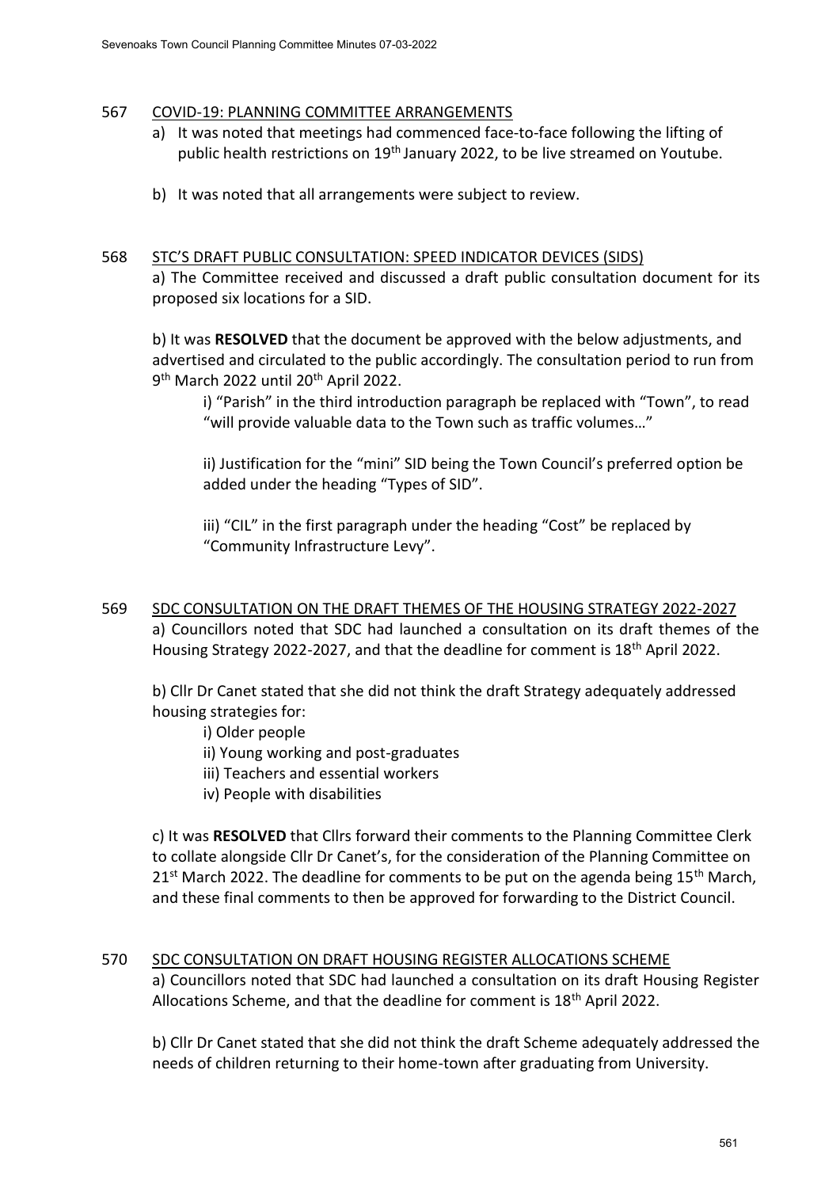## 567 COVID-19: PLANNING COMMITTEE ARRANGEMENTS

a) It was noted that meetings had commenced face-to-face following the lifting of public health restrictions on 19th January 2022, to be live streamed on Youtube.

b) It was noted that all arrangements were subject to review.

## 568 STC'S DRAFT PUBLIC CONSULTATION: SPEED INDICATOR DEVICES (SIDS)

a) The Committee received and discussed a draft public consultation document for its proposed six locations for a SID.

b) It was **RESOLVED** that the document be approved with the below adjustments, and advertised and circulated to the public accordingly. The consultation period to run from 9th March 2022 until 20th April 2022.

i) "Parish" in the third introduction paragraph be replaced with "Town", to read "will provide valuable data to the Town such as traffic volumes…"

ii) Justification for the "mini" SID being the Town Council's preferred option be added under the heading "Types of SID".

iii) "CIL" in the first paragraph under the heading "Cost" be replaced by "Community Infrastructure Levy".

## 569 SDC CONSULTATION ON THE DRAFT THEMES OF THE HOUSING STRATEGY 2022-2027

a) Councillors noted that SDC had launched a consultation on its draft themes of the Housing Strategy 2022-2027, and that the deadline for comment is 18th April 2022.

b) Cllr Dr Canet stated that she did not think the draft Strategy adequately addressed housing strategies for:

i) Older people

ii) Young working and post-graduates

iii) Teachers and essential workers

iv) People with disabilities

c) It was **RESOLVED** that Cllrs forward their comments to the Planning Committee Clerk to collate alongside Cllr Dr Canet's, for the consideration of the Planning Committee on 21st March 2022. The deadline for comments to be put on the agenda being 15th March, and these final comments to then be approved for forwarding to the District Council.

## 570 SDC CONSULTATION ON DRAFT HOUSING REGISTER ALLOCATIONS SCHEME

a) Councillors noted that SDC had launched a consultation on its draft Housing Register Allocations Scheme, and that the deadline for comment is 18th April 2022.

b) Cllr Dr Canet stated that she did not think the draft Scheme adequately addressed the needs of children returning to their home-town after graduating from University.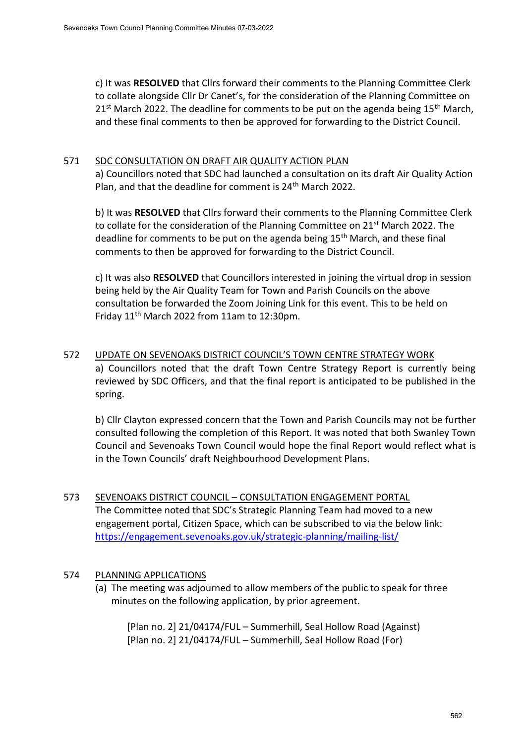c) It was **RESOLVED** that Cllrs forward their comments to the Planning Committee Clerk to collate alongside Cllr Dr Canet's, for the consideration of the Planning Committee on 21st March 2022. The deadline for comments to be put on the agenda being 15th March, and these final comments to then be approved for forwarding to the District Council.

## 571 SDC CONSULTATION ON DRAFT AIR QUALITY ACTION PLAN

a) Councillors noted that SDC had launched a consultation on its draft Air Quality Action Plan, and that the deadline for comment is 24th March 2022.

b) It was **RESOLVED** that Cllrs forward their comments to the Planning Committee Clerk to collate for the consideration of the Planning Committee on 21st March 2022. The deadline for comments to be put on the agenda being 15th March, and these final comments to then be approved for forwarding to the District Council.

c) It was also **RESOLVED** that Councillors interested in joining the virtual drop in session being held by the Air Quality Team for Town and Parish Councils on the above consultation be forwarded the Zoom Joining Link for this event. This to be held on Friday 11th March 2022 from 11am to 12:30pm.

## 572 UPDATE ON SEVENOAKS DISTRICT COUNCIL'S TOWN CENTRE STRATEGY WORK

a) Councillors noted that the draft Town Centre Strategy Report is currently being reviewed by SDC Officers, and that the final report is anticipated to be published in the spring.

b) Cllr Clayton expressed concern that the Town and Parish Councils may not be further consulted following the completion of this Report. It was noted that both Swanley Town Council and Sevenoaks Town Council would hope the final Report would reflect what is in the Town Councils' draft Neighbourhood Development Plans.

## 573 SEVENOAKS DISTRICT COUNCIL – CONSULTATION ENGAGEMENT PORTAL

The Committee noted that SDC's Strategic Planning Team had moved to a new engagement portal, Citizen Space, which can be subscribed to via the below link: https://engagement.sevenoaks.gov.uk/strategic-planning/mailing-list/

## 574 PLANNING APPLICATIONS

(a) The meeting was adjourned to allow members of the public to speak for three minutes on the following application, by prior agreement.

[Plan no. 2] 21/04174/FUL – Summerhill, Seal Hollow Road (Against)
[Plan no. 2] 21/04174/FUL – Summerhill, Seal Hollow Road (For)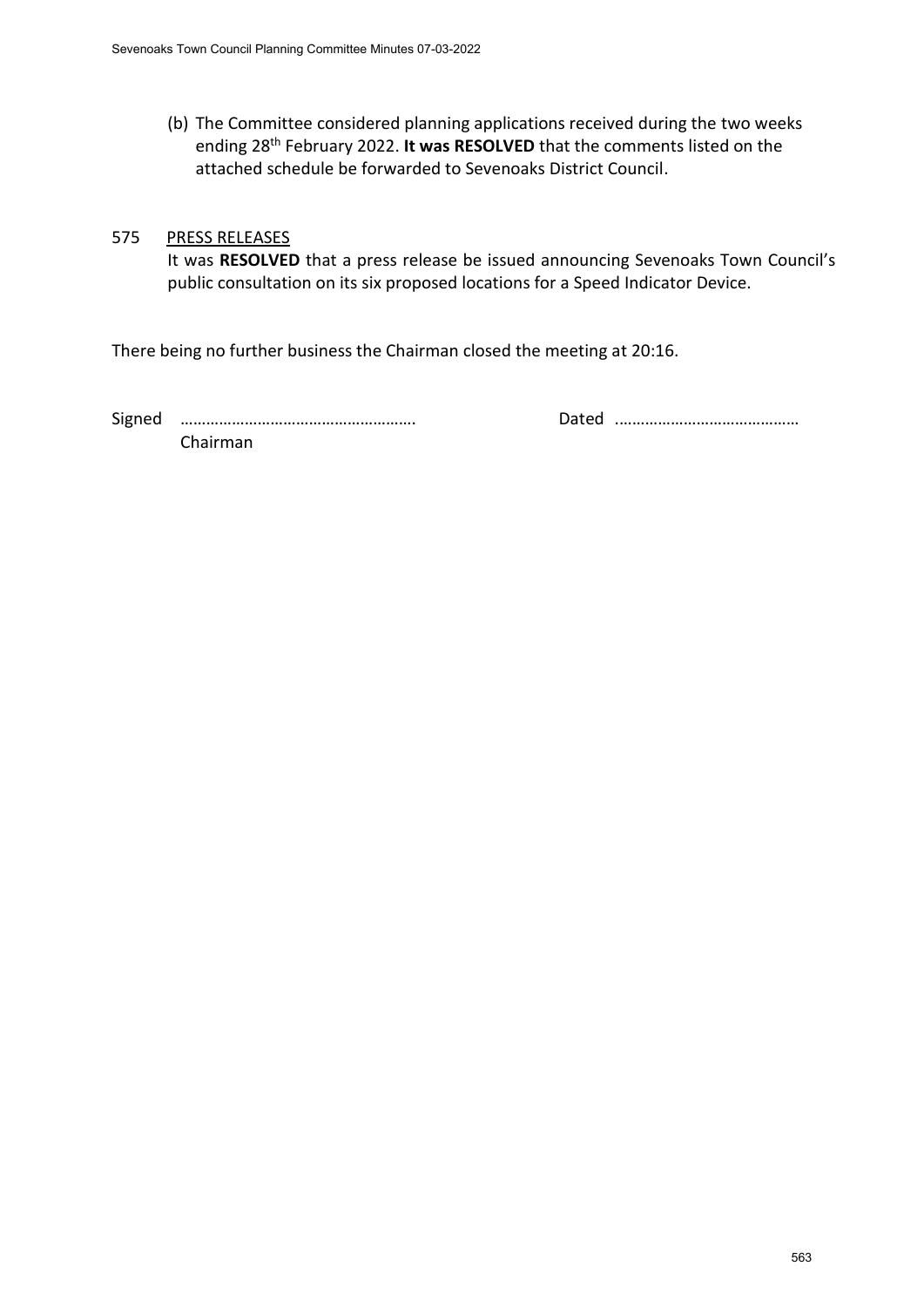(b) The Committee considered planning applications received during the two weeks ending 28th February 2022. **It was RESOLVED** that the comments listed on the attached schedule be forwarded to Sevenoaks District Council.

575 PRESS RELEASES

It was **RESOLVED** that a press release be issued announcing Sevenoaks Town Council's public consultation on its six proposed locations for a Speed Indicator Device.

There being no further business the Chairman closed the meeting at 20:16.

Signed ………………………………………………. Dated ……………………………………

Chairman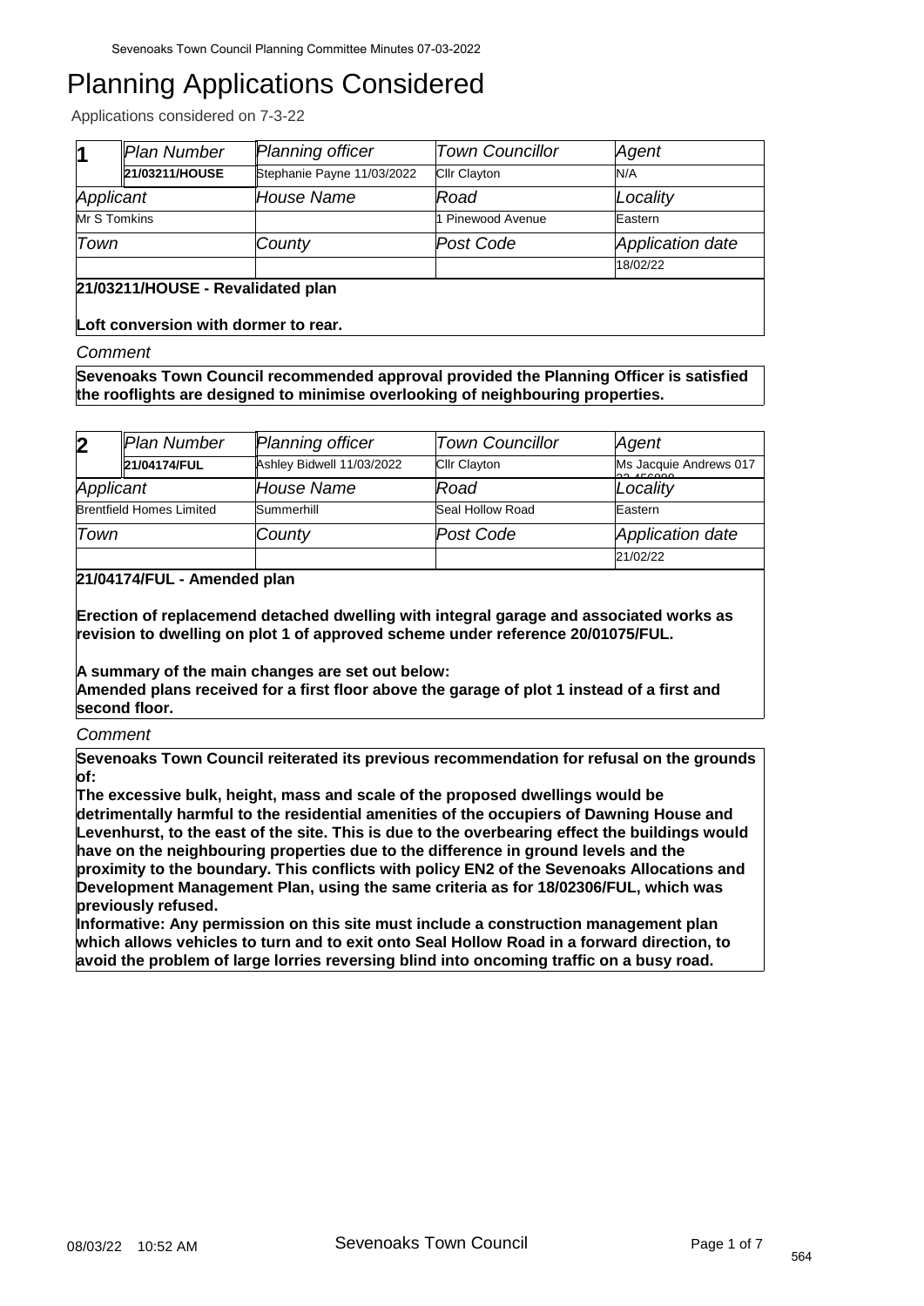# Planning Applications Considered

Applications considered on 7-3-22

| 1 | *Plan Number* | *Planning officer* | *Town Councillor* | *Agent* |
|---|---|---|---|---|
| | **21/03211/HOUSE** | Stephanie Payne 11/03/2022 | Cllr Clayton | N/A |
| *Applicant* | | *House Name* | *Road* | *Locality* |
| Mr S Tomkins | | | 1 Pinewood Avenue | Eastern |
| *Town* | | *County* | *Post Code* | *Application date* |
| | | | | 18/02/22 |

**21/03211/HOUSE - Revalidated plan**

**Loft conversion with dormer to rear.**

*Comment*

**Sevenoaks Town Council recommended approval provided the Planning Officer is satisfied the rooflights are designed to minimise overlooking of neighbouring properties.**

| 2 | *Plan Number* | *Planning officer* | *Town Councillor* | *Agent* |
|---|---|---|---|---|
| | **21/04174/FUL** | Ashley Bidwell 11/03/2022 | Cllr Clayton | Ms Jacquie Andrews 017 |
| *Applicant* | | *House Name* | *Road* | *Locality* |
| Brentfield Homes Limited | | Summerhill | Seal Hollow Road | Eastern |
| *Town* | | *County* | *Post Code* | *Application date* |
| | | | | 21/02/22 |

**21/04174/FUL - Amended plan**

**Erection of replacemend detached dwelling with integral garage and associated works as revision to dwelling on plot 1 of approved scheme under reference 20/01075/FUL.**

**A summary of the main changes are set out below:**
**Amended plans received for a first floor above the garage of plot 1 instead of a first and second floor.**

*Comment*

**Sevenoaks Town Council reiterated its previous recommendation for refusal on the grounds of:**
**The excessive bulk, height, mass and scale of the proposed dwellings would be detrimentally harmful to the residential amenities of the occupiers of Dawning House and Levenhurst, to the east of the site. This is due to the overbearing effect the buildings would have on the neighbouring properties due to the difference in ground levels and the proximity to the boundary. This conflicts with policy EN2 of the Sevenoaks Allocations and Development Management Plan, using the same criteria as for 18/02306/FUL, which was previously refused.**
**Informative: Any permission on this site must include a construction management plan which allows vehicles to turn and to exit onto Seal Hollow Road in a forward direction, to avoid the problem of large lorries reversing blind into oncoming traffic on a busy road.**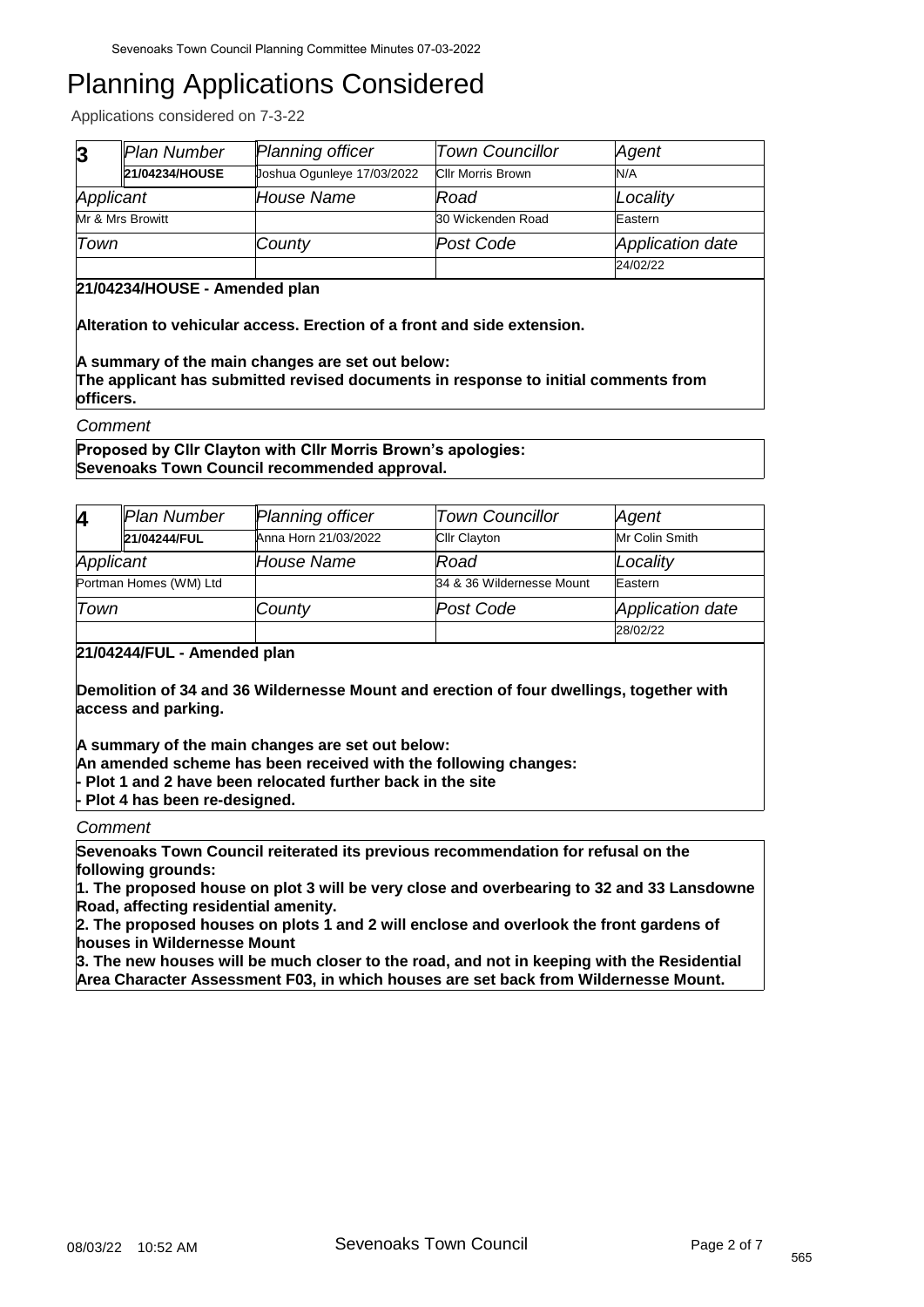# Planning Applications Considered

Applications considered on 7-3-22

| 3 | Plan Number | Planning officer | Town Councillor | Agent |
|---|---|---|---|---|
| | 21/04234/HOUSE | Joshua Ogunleye 17/03/2022 | Cllr Morris Brown | N/A |
| Applicant | | House Name | Road | Locality |
| Mr & Mrs Browitt | | | 30 Wickenden Road | Eastern |
| Town | | County | Post Code | Application date |
| | | | | 24/02/22 |

**21/04234/HOUSE - Amended plan**

**Alteration to vehicular access. Erection of a front and side extension.**

**A summary of the main changes are set out below:**
**The applicant has submitted revised documents in response to initial comments from officers.**

*Comment*

**Proposed by Cllr Clayton with Cllr Morris Brown's apologies:**
**Sevenoaks Town Council recommended approval.**

| 4 | Plan Number | Planning officer | Town Councillor | Agent |
|---|---|---|---|---|
| | 21/04244/FUL | Anna Horn 21/03/2022 | Cllr Clayton | Mr Colin Smith |
| Applicant | | House Name | Road | Locality |
| Portman Homes (WM) Ltd | | | 34 & 36 Wildernesse Mount | Eastern |
| Town | | County | Post Code | Application date |
| | | | | 28/02/22 |

**21/04244/FUL - Amended plan**

**Demolition of 34 and 36 Wildernesse Mount and erection of four dwellings, together with access and parking.**

**A summary of the main changes are set out below:**
**An amended scheme has been received with the following changes:**
**- Plot 1 and 2 have been relocated further back in the site**
**- Plot 4 has been re-designed.**

*Comment*

**Sevenoaks Town Council reiterated its previous recommendation for refusal on the following grounds:**
**1. The proposed house on plot 3 will be very close and overbearing to 32 and 33 Lansdowne Road, affecting residential amenity.**
**2. The proposed houses on plots 1 and 2 will enclose and overlook the front gardens of houses in Wildernesse Mount**
**3. The new houses will be much closer to the road, and not in keeping with the Residential Area Character Assessment F03, in which houses are set back from Wildernesse Mount.**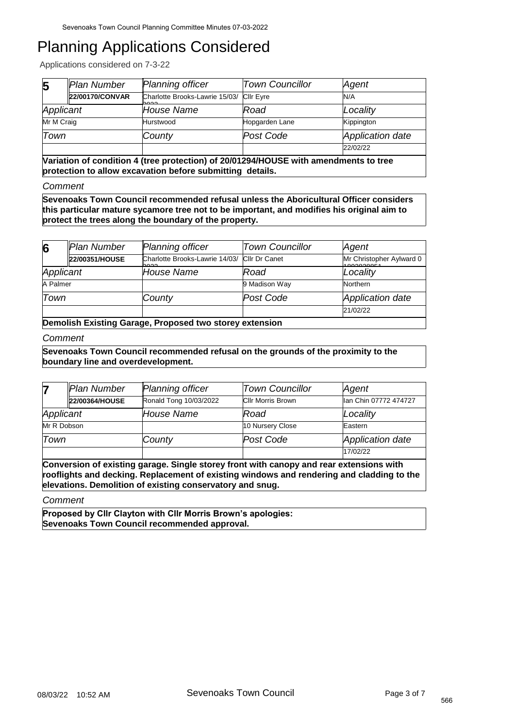# Planning Applications Considered

Applications considered on 7-3-22

| 5 | Plan Number | Planning officer | Town Councillor | Agent |
|---|---|---|---|---|
| | 22/00170/CONVAR | Charlotte Brooks-Lawrie 15/03/2022 | Cllr Eyre | N/A |
| Applicant | | House Name | Road | Locality |
| Mr M Craig | | Hurstwood | Hopgarden Lane | Kippington |
| Town | | County | Post Code | Application date |
| | | | | 22/02/22 |

**Variation of condition 4 (tree protection) of 20/01294/HOUSE with amendments to tree protection to allow excavation before submitting details.**

*Comment*

**Sevenoaks Town Council recommended refusal unless the Aboricultural Officer considers this particular mature sycamore tree not to be important, and modifies his original aim to protect the trees along the boundary of the property.**

| 6 | Plan Number | Planning officer | Town Councillor | Agent |
|---|---|---|---|---|
| | 22/00351/HOUSE | Charlotte Brooks-Lawrie 14/03/2022 | Cllr Dr Canet | Mr Christopher Aylward 0 |
| Applicant | | House Name | Road | Locality |
| A Palmer | | | 9 Madison Way | Northern |
| Town | | County | Post Code | Application date |
| | | | | 21/02/22 |

**Demolish Existing Garage, Proposed two storey extension**

*Comment*

**Sevenoaks Town Council recommended refusal on the grounds of the proximity to the boundary line and overdevelopment.**

| 7 | Plan Number | Planning officer | Town Councillor | Agent |
|---|---|---|---|---|
| | 22/00364/HOUSE | Ronald Tong 10/03/2022 | Cllr Morris Brown | Ian Chin 07772 474727 |
| Applicant | | House Name | Road | Locality |
| Mr R Dobson | | | 10 Nursery Close | Eastern |
| Town | | County | Post Code | Application date |
| | | | | 17/02/22 |

**Conversion of existing garage. Single storey front with canopy and rear extensions with rooflights and decking. Replacement of existing windows and rendering and cladding to the elevations. Demolition of existing conservatory and snug.**

*Comment*

**Proposed by Cllr Clayton with Cllr Morris Brown's apologies:**
**Sevenoaks Town Council recommended approval.**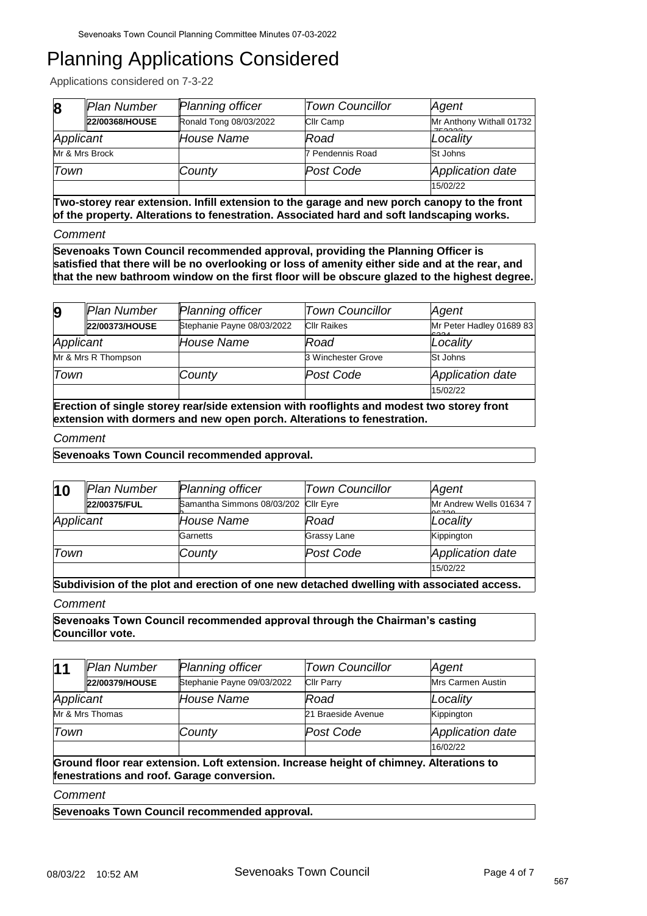# Planning Applications Considered

Applications considered on 7-3-22

| 8 | *Plan Number* | *Planning officer* | *Town Councillor* | *Agent* |
|---|---|---|---|---|
| | **22/00368/HOUSE** | Ronald Tong 08/03/2022 | Cllr Camp | Mr Anthony Withall 01732 752223 |
| *Applicant* | | *House Name* | *Road* | *Locality* |
| Mr & Mrs Brock | | | 7 Pendennis Road | St Johns |
| *Town* | | *County* | *Post Code* | *Application date* |
| | | | | 15/02/22 |

**Two-storey rear extension. Infill extension to the garage and new porch canopy to the front of the property. Alterations to fenestration. Associated hard and soft landscaping works.**

*Comment*

**Sevenoaks Town Council recommended approval, providing the Planning Officer is satisfied that there will be no overlooking or loss of amenity either side and at the rear, and that the new bathroom window on the first floor will be obscure glazed to the highest degree.**

| 9 | *Plan Number* | *Planning officer* | *Town Councillor* | *Agent* |
|---|---|---|---|---|
| | **22/00373/HOUSE** | Stephanie Payne 08/03/2022 | Cllr Raikes | Mr Peter Hadley 01689 836334 |
| *Applicant* | | *House Name* | *Road* | *Locality* |
| Mr & Mrs R Thompson | | | 3 Winchester Grove | St Johns |
| *Town* | | *County* | *Post Code* | *Application date* |
| | | | | 15/02/22 |

**Erection of single storey rear/side extension with rooflights and modest two storey front extension with dormers and new open porch. Alterations to fenestration.**

*Comment*

**Sevenoaks Town Council recommended approval.**

| 10 | *Plan Number* | *Planning officer* | *Town Councillor* | *Agent* |
|---|---|---|---|---|
| | **22/00375/FUL** | Samantha Simmons 08/03/2022 | Cllr Eyre | Mr Andrew Wells 01634 786728 |
| *Applicant* | | *House Name* | *Road* | *Locality* |
| | | Garnetts | Grassy Lane | Kippington |
| *Town* | | *County* | *Post Code* | *Application date* |
| | | | | 15/02/22 |

**Subdivision of the plot and erection of one new detached dwelling with associated access.**

*Comment*

**Sevenoaks Town Council recommended approval through the Chairman's casting Councillor vote.**

| 11 | *Plan Number* | *Planning officer* | *Town Councillor* | *Agent* |
|---|---|---|---|---|
| | **22/00379/HOUSE** | Stephanie Payne 09/03/2022 | Cllr Parry | Mrs Carmen Austin |
| *Applicant* | | *House Name* | *Road* | *Locality* |
| Mr & Mrs Thomas | | | 21 Braeside Avenue | Kippington |
| *Town* | | *County* | *Post Code* | *Application date* |
| | | | | 16/02/22 |

**Ground floor rear extension. Loft extension. Increase height of chimney. Alterations to fenestrations and roof. Garage conversion.**

*Comment*

**Sevenoaks Town Council recommended approval.**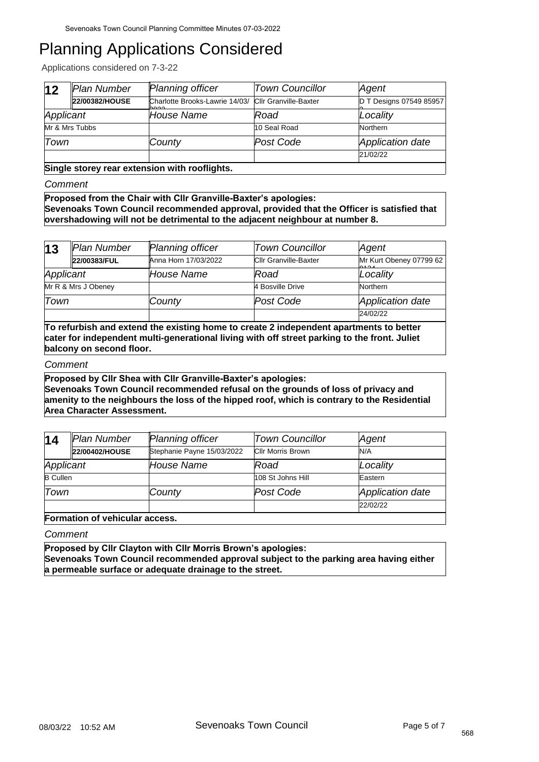# Planning Applications Considered

Applications considered on 7-3-22

| 12 | Plan Number | Planning officer | Town Councillor | Agent |
|---|---|---|---|---|
| | **22/00382/HOUSE** | Charlotte Brooks-Lawrie 14/03/2022 | Cllr Granville-Baxter | D T Designs 07549 859572 |
| Applicant | | House Name | Road | Locality |
| Mr & Mrs Tubbs | | | 10 Seal Road | Northern |
| Town | | County | Post Code | Application date |
| | | | | 21/02/22 |

**Single storey rear extension with rooflights.**

*Comment*

**Proposed from the Chair with Cllr Granville-Baxter's apologies:**
**Sevenoaks Town Council recommended approval, provided that the Officer is satisfied that overshadowing will not be detrimental to the adjacent neighbour at number 8.**

| 13 | Plan Number | Planning officer | Town Councillor | Agent |
|---|---|---|---|---|
| | **22/00383/FUL** | Anna Horn 17/03/2022 | Cllr Granville-Baxter | Mr Kurt Obeney 07799 628124 |
| Applicant | | House Name | Road | Locality |
| Mr R & Mrs J Obeney | | | 4 Bosville Drive | Northern |
| Town | | County | Post Code | Application date |
| | | | | 24/02/22 |

**To refurbish and extend the existing home to create 2 independent apartments to better cater for independent multi-generational living with off street parking to the front. Juliet balcony on second floor.**

*Comment*

**Proposed by Cllr Shea with Cllr Granville-Baxter's apologies:**
**Sevenoaks Town Council recommended refusal on the grounds of loss of privacy and amenity to the neighbours the loss of the hipped roof, which is contrary to the Residential Area Character Assessment.**

| 14 | Plan Number | Planning officer | Town Councillor | Agent |
|---|---|---|---|---|
| | **22/00402/HOUSE** | Stephanie Payne 15/03/2022 | Cllr Morris Brown | N/A |
| Applicant | | House Name | Road | Locality |
| B Cullen | | | 108 St Johns Hill | Eastern |
| Town | | County | Post Code | Application date |
| | | | | 22/02/22 |

**Formation of vehicular access.**

*Comment*

**Proposed by Cllr Clayton with Cllr Morris Brown's apologies:**
**Sevenoaks Town Council recommended approval subject to the parking area having either a permeable surface or adequate drainage to the street.**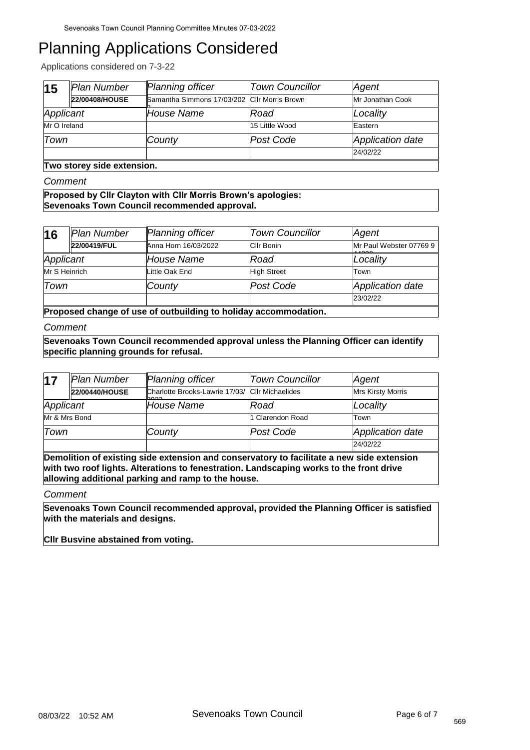# Planning Applications Considered

Applications considered on 7-3-22

| 15 | Plan Number | Planning officer | Town Councillor | Agent |
|---|---|---|---|---|
| | **22/00408/HOUSE** | Samantha Simmons 17/03/202 2 | Cllr Morris Brown | Mr Jonathan Cook |
| Applicant | | House Name | Road | Locality |
| Mr O Ireland | | | 15 Little Wood | Eastern |
| Town | | County | Post Code | Application date |
| | | | | 24/02/22 |

**Two storey side extension.**

*Comment*

**Proposed by Cllr Clayton with Cllr Morris Brown's apologies:**
**Sevenoaks Town Council recommended approval.**

| 16 | Plan Number | Planning officer | Town Councillor | Agent |
|---|---|---|---|---|
| | **22/00419/FUL** | Anna Horn 16/03/2022 | Cllr Bonin | Mr Paul Webster 07769 9 |
| Applicant | | House Name | Road | Locality |
| Mr S Heinrich | | Little Oak End | High Street | Town |
| Town | | County | Post Code | Application date |
| | | | | 23/02/22 |

**Proposed change of use of outbuilding to holiday accommodation.**

*Comment*

**Sevenoaks Town Council recommended approval unless the Planning Officer can identify specific planning grounds for refusal.**

| 17 | Plan Number | Planning officer | Town Councillor | Agent |
|---|---|---|---|---|
| | **22/00440/HOUSE** | Charlotte Brooks-Lawrie 17/03/ 2022 | Cllr Michaelides | Mrs Kirsty Morris |
| Applicant | | House Name | Road | Locality |
| Mr & Mrs Bond | | | 1 Clarendon Road | Town |
| Town | | County | Post Code | Application date |
| | | | | 24/02/22 |

**Demolition of existing side extension and conservatory to facilitate a new side extension with two roof lights. Alterations to fenestration. Landscaping works to the front drive allowing additional parking and ramp to the house.**

*Comment*

**Sevenoaks Town Council recommended approval, provided the Planning Officer is satisfied with the materials and designs.**

**Cllr Busvine abstained from voting.**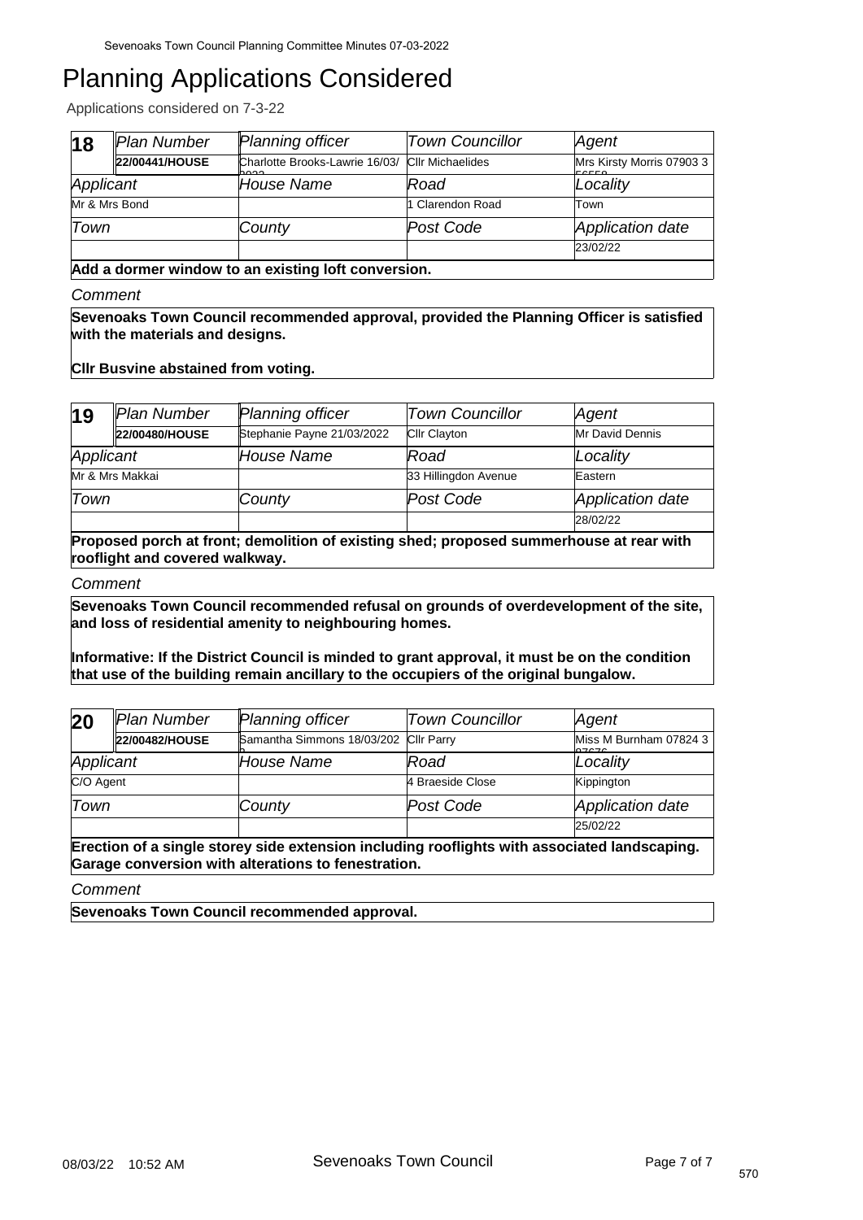# Planning Applications Considered

Applications considered on 7-3-22

| 18 | Plan Number | Planning officer | Town Councillor | Agent |
|---|---|---|---|---|
| | 22/00441/HOUSE | Charlotte Brooks-Lawrie 16/03/2022 | Cllr Michaelides | Mrs Kirsty Morris 07903 356558 |
| Applicant | | House Name | Road | Locality |
| Mr & Mrs Bond | | | 1 Clarendon Road | Town |
| Town | | County | Post Code | Application date |
| | | | | 23/02/22 |

**Add a dormer window to an existing loft conversion.**

*Comment*

**Sevenoaks Town Council recommended approval, provided the Planning Officer is satisfied with the materials and designs.**

**Cllr Busvine abstained from voting.**

| 19 | Plan Number | Planning officer | Town Councillor | Agent |
|---|---|---|---|---|
| | 22/00480/HOUSE | Stephanie Payne 21/03/2022 | Cllr Clayton | Mr David Dennis |
| Applicant | | House Name | Road | Locality |
| Mr & Mrs Makkai | | | 33 Hillingdon Avenue | Eastern |
| Town | | County | Post Code | Application date |
| | | | | 28/02/22 |

**Proposed porch at front; demolition of existing shed; proposed summerhouse at rear with rooflight and covered walkway.**

*Comment*

**Sevenoaks Town Council recommended refusal on grounds of overdevelopment of the site, and loss of residential amenity to neighbouring homes.**

**Informative: If the District Council is minded to grant approval, it must be on the condition that use of the building remain ancillary to the occupiers of the original bungalow.**

| 20 | Plan Number | Planning officer | Town Councillor | Agent |
|---|---|---|---|---|
| | 22/00482/HOUSE | Samantha Simmons 18/03/2022 | Cllr Parry | Miss M Burnham 07824 387676 |
| Applicant | | House Name | Road | Locality |
| C/O Agent | | | 4 Braeside Close | Kippington |
| Town | | County | Post Code | Application date |
| | | | | 25/02/22 |

**Erection of a single storey side extension including rooflights with associated landscaping. Garage conversion with alterations to fenestration.**

*Comment*

**Sevenoaks Town Council recommended approval.**